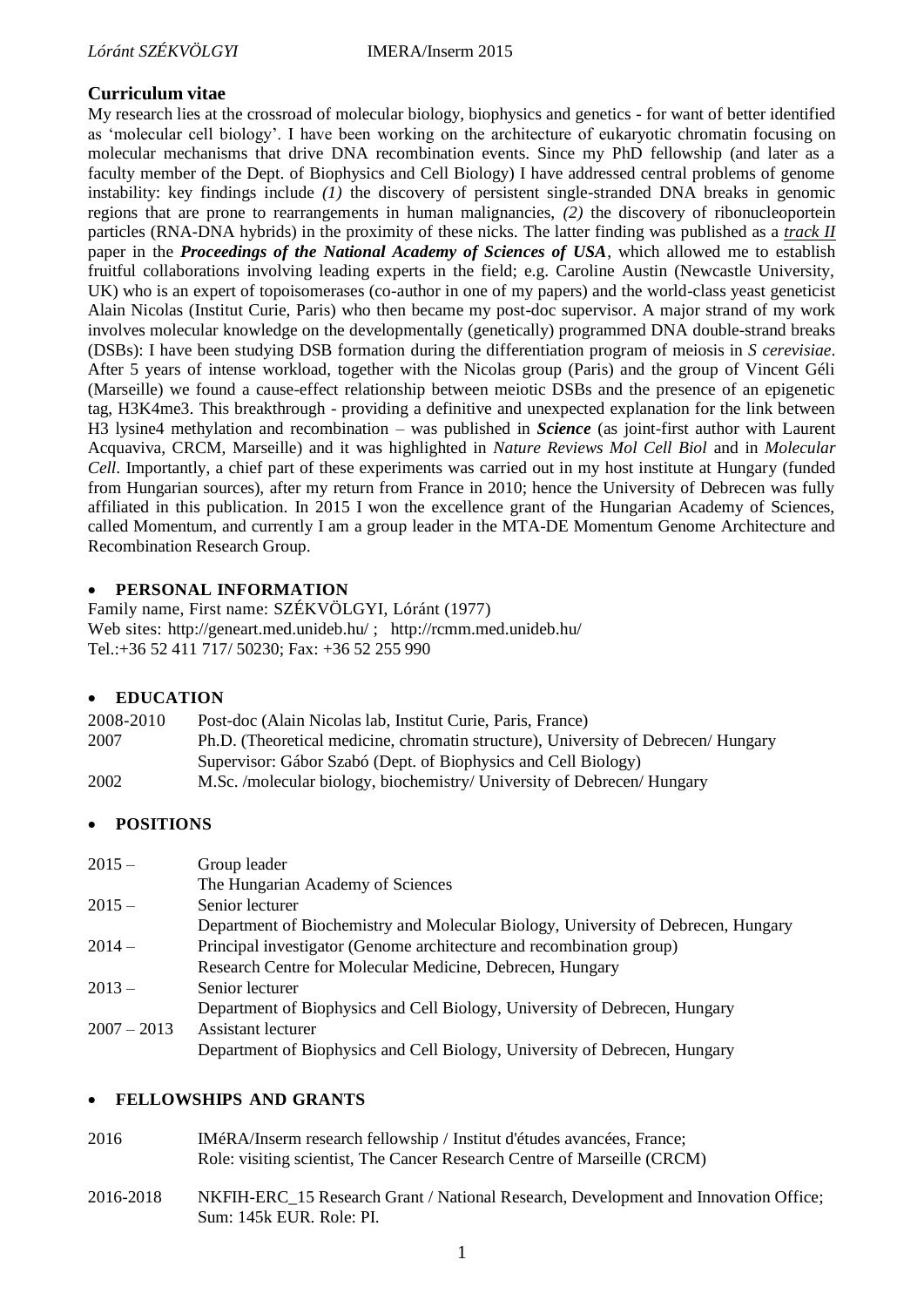## Curriculum vitae

My research lies at the crossroad of molecular biology, biophysics and genetics - for want of better identified as 'molecular cell biology'. I have been working on the architecture of eukaryotic chromatin focusing on molecular mechanisms that drive DNA recombination events. Since my PhD fellowship (and later as a faculty member of the Dept. of Biophysics and Cell Biology) I have addressed central problems of genome instability: key findings include *(1)* the discovery of persistent single-stranded DNA breaks in genomic regions that are prone to rearrangements in human malignancies, *(2)* the discovery of ribonucleoportein particles (RNA-DNA hybrids) in the proximity of these nicks. The latter finding was published as a *track II* paper in the ***Proceedings of the National Academy of Sciences of USA***, which allowed me to establish fruitful collaborations involving leading experts in the field; e.g. Caroline Austin (Newcastle University, UK) who is an expert of topoisomerases (co-author in one of my papers) and the world-class yeast geneticist Alain Nicolas (Institut Curie, Paris) who then became my post-doc supervisor. A major strand of my work involves molecular knowledge on the developmentally (genetically) programmed DNA double-strand breaks (DSBs): I have been studying DSB formation during the differentiation program of meiosis in *S cerevisiae*. After 5 years of intense workload, together with the Nicolas group (Paris) and the group of Vincent Géli (Marseille) we found a cause-effect relationship between meiotic DSBs and the presence of an epigenetic tag, H3K4me3. This breakthrough - providing a definitive and unexpected explanation for the link between H3 lysine4 methylation and recombination – was published in ***Science*** (as joint-first author with Laurent Acquaviva, CRCM, Marseille) and it was highlighted in *Nature Reviews Mol Cell Biol* and in *Molecular Cell*. Importantly, a chief part of these experiments was carried out in my host institute at Hungary (funded from Hungarian sources), after my return from France in 2010; hence the University of Debrecen was fully affiliated in this publication. In 2015 I won the excellence grant of the Hungarian Academy of Sciences, called Momentum, and currently I am a group leader in the MTA-DE Momentum Genome Architecture and Recombination Research Group.

- **PERSONAL INFORMATION**

Family name, First name: SZÉKVÖLGYI, Lóránt (1977)
Web sites: http://geneart.med.unideb.hu/ ; http://rcmm.med.unideb.hu/
Tel.:+36 52 411 717/ 50230; Fax: +36 52 255 990

- **EDUCATION**

| | |
|---|---|
| 2008-2010 | Post-doc (Alain Nicolas lab, Institut Curie, Paris, France) |
| 2007 | Ph.D. (Theoretical medicine, chromatin structure), University of Debrecen/ Hungary<br>Supervisor: Gábor Szabó (Dept. of Biophysics and Cell Biology) |
| 2002 | M.Sc. /molecular biology, biochemistry/ University of Debrecen/ Hungary |

- **POSITIONS**

| | |
|---|---|
| 2015 – | Group leader<br>The Hungarian Academy of Sciences |
| 2015 – | Senior lecturer<br>Department of Biochemistry and Molecular Biology, University of Debrecen, Hungary |
| 2014 – | Principal investigator (Genome architecture and recombination group)<br>Research Centre for Molecular Medicine, Debrecen, Hungary |
| 2013 – | Senior lecturer<br>Department of Biophysics and Cell Biology, University of Debrecen, Hungary |
| 2007 – 2013 | Assistant lecturer<br>Department of Biophysics and Cell Biology, University of Debrecen, Hungary |

- **FELLOWSHIPS AND GRANTS**

| | |
|---|---|
| 2016 | IMéRA/Inserm research fellowship / Institut d'études avancées, France;<br>Role: visiting scientist, The Cancer Research Centre of Marseille (CRCM) |
| 2016-2018 | NKFIH-ERC_15 Research Grant / National Research, Development and Innovation Office;<br>Sum: 145k EUR. Role: PI. |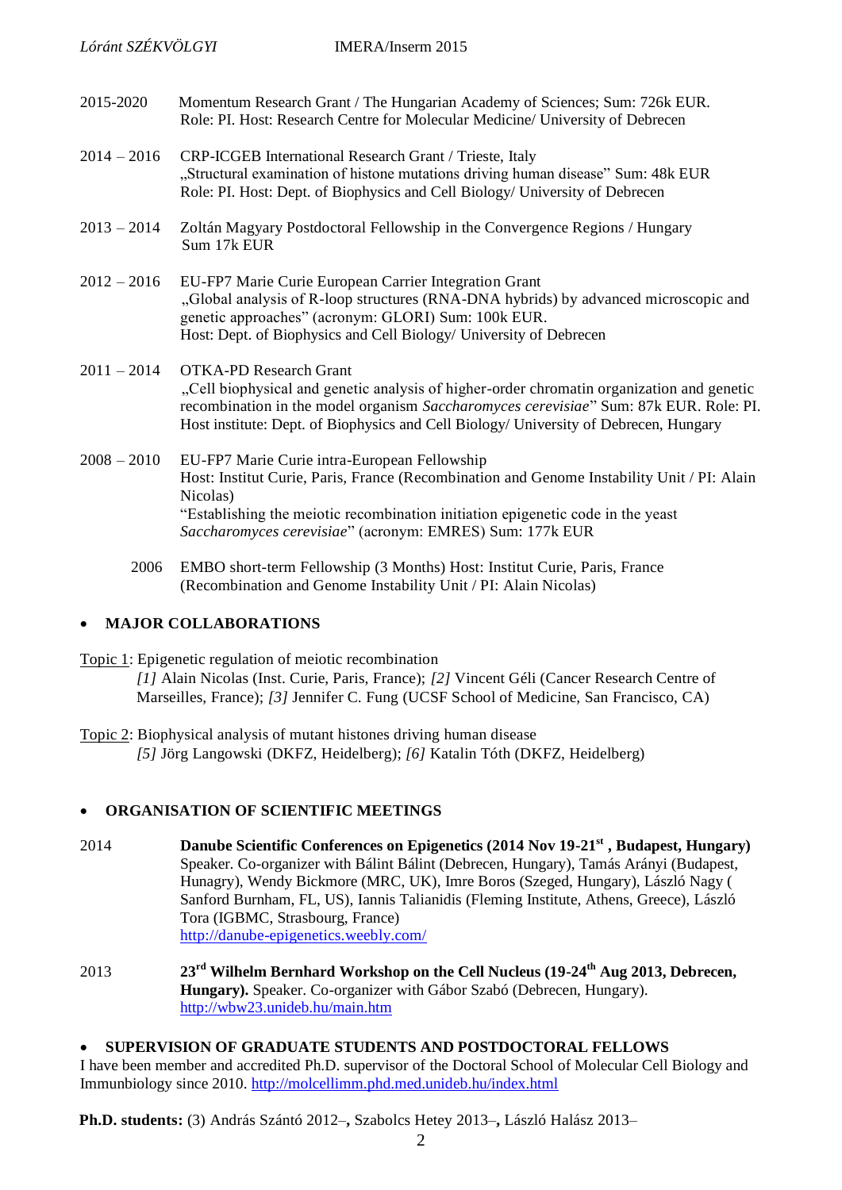2015-2020 Momentum Research Grant / The Hungarian Academy of Sciences; Sum: 726k EUR. Role: PI. Host: Research Centre for Molecular Medicine/ University of Debrecen

2014 – 2016 CRP-ICGEB International Research Grant / Trieste, Italy
„Structural examination of histone mutations driving human disease" Sum: 48k EUR
Role: PI. Host: Dept. of Biophysics and Cell Biology/ University of Debrecen

2013 – 2014 Zoltán Magyary Postdoctoral Fellowship in the Convergence Regions / Hungary
Sum 17k EUR

2012 – 2016 EU-FP7 Marie Curie European Carrier Integration Grant
„Global analysis of R-loop structures (RNA-DNA hybrids) by advanced microscopic and genetic approaches" (acronym: GLORI) Sum: 100k EUR.
Host: Dept. of Biophysics and Cell Biology/ University of Debrecen

2011 – 2014 OTKA-PD Research Grant
„Cell biophysical and genetic analysis of higher-order chromatin organization and genetic recombination in the model organism *Saccharomyces cerevisiae*" Sum: 87k EUR. Role: PI.
Host institute: Dept. of Biophysics and Cell Biology/ University of Debrecen, Hungary

2008 – 2010 EU-FP7 Marie Curie intra-European Fellowship
Host: Institut Curie, Paris, France (Recombination and Genome Instability Unit / PI: Alain Nicolas)
"Establishing the meiotic recombination initiation epigenetic code in the yeast *Saccharomyces cerevisiae*" (acronym: EMRES) Sum: 177k EUR

2006 EMBO short-term Fellowship (3 Months) Host: Institut Curie, Paris, France (Recombination and Genome Instability Unit / PI: Alain Nicolas)

- **MAJOR COLLABORATIONS**

Topic 1: Epigenetic regulation of meiotic recombination
*[1]* Alain Nicolas (Inst. Curie, Paris, France); *[2]* Vincent Géli (Cancer Research Centre of Marseilles, France); *[3]* Jennifer C. Fung (UCSF School of Medicine, San Francisco, CA)

Topic 2: Biophysical analysis of mutant histones driving human disease
*[5]* Jörg Langowski (DKFZ, Heidelberg); *[6]* Katalin Tóth (DKFZ, Heidelberg)

- **ORGANISATION OF SCIENTIFIC MEETINGS**

2014 **Danube Scientific Conferences on Epigenetics (2014 Nov 19-21st , Budapest, Hungary)** Speaker. Co-organizer with Bálint Bálint (Debrecen, Hungary), Tamás Arányi (Budapest, Hunagry), Wendy Bickmore (MRC, UK), Imre Boros (Szeged, Hungary), László Nagy ( Sanford Burnham, FL, US), Iannis Talianidis (Fleming Institute, Athens, Greece), László Tora (IGBMC, Strasbourg, France)
http://danube-epigenetics.weebly.com/

2013 **23rd Wilhelm Bernhard Workshop on the Cell Nucleus (19-24th Aug 2013, Debrecen, Hungary).** Speaker. Co-organizer with Gábor Szabó (Debrecen, Hungary).
http://wbw23.unideb.hu/main.htm

- **SUPERVISION OF GRADUATE STUDENTS AND POSTDOCTORAL FELLOWS**

I have been member and accredited Ph.D. supervisor of the Doctoral School of Molecular Cell Biology and Immunbiology since 2010. http://molcellimm.phd.med.unideb.hu/index.html

**Ph.D. students:** (3) András Szántó 2012–**,** Szabolcs Hetey 2013–**,** László Halász 2013–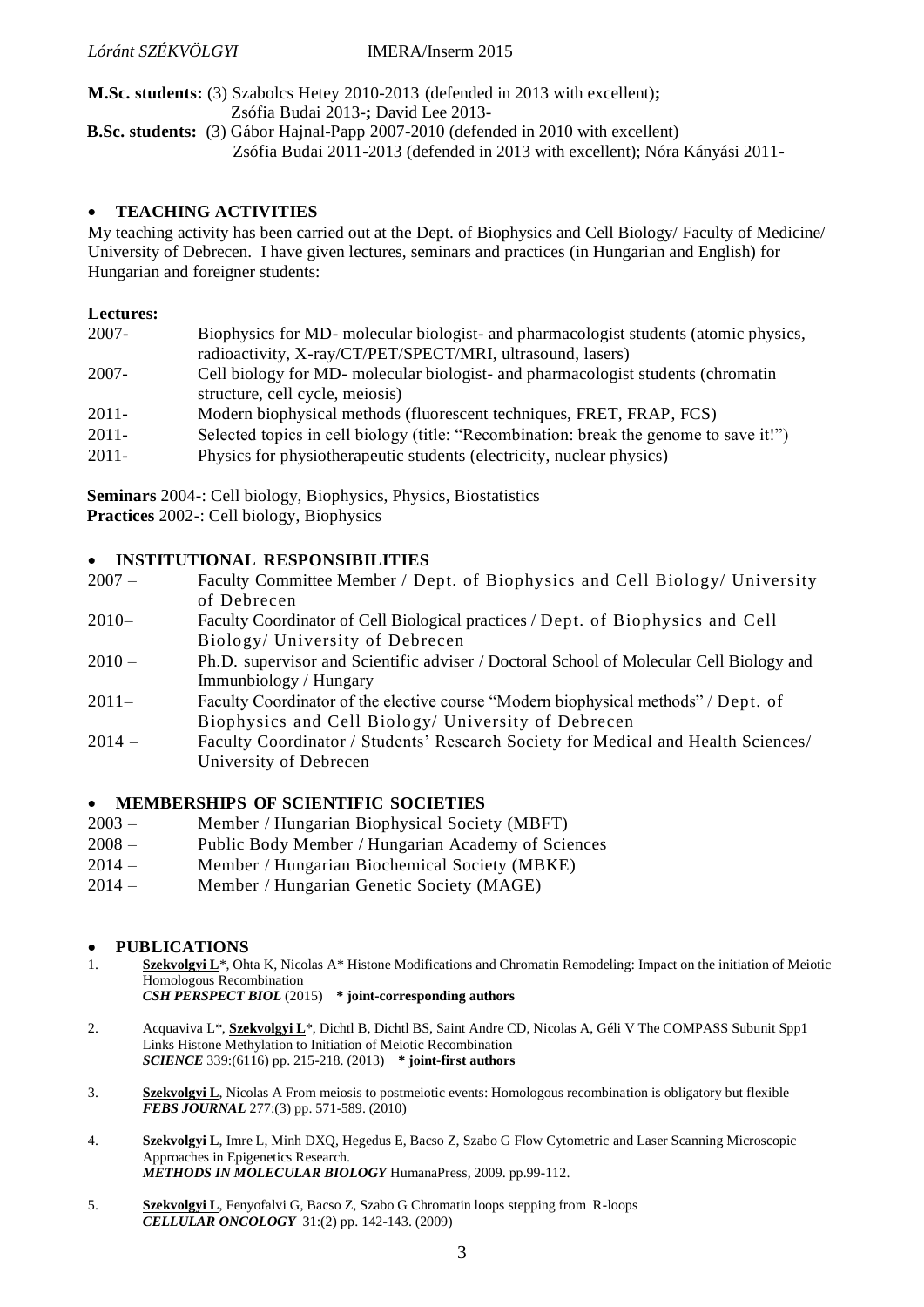**M.Sc. students:** (3) Szabolcs Hetey 2010-2013 (defended in 2013 with excellent)**;**
Zsófia Budai 2013-**;** David Lee 2013-

**B.Sc. students:** (3) Gábor Hajnal-Papp 2007-2010 (defended in 2010 with excellent)
Zsófia Budai 2011-2013 (defended in 2013 with excellent); Nóra Kányási 2011-

- **TEACHING ACTIVITIES**

My teaching activity has been carried out at the Dept. of Biophysics and Cell Biology/ Faculty of Medicine/ University of Debrecen. I have given lectures, seminars and practices (in Hungarian and English) for Hungarian and foreigner students:

**Lectures:**

| | |
|---|---|
| 2007- | Biophysics for MD- molecular biologist- and pharmacologist students (atomic physics, radioactivity, X-ray/CT/PET/SPECT/MRI, ultrasound, lasers) |
| 2007- | Cell biology for MD- molecular biologist- and pharmacologist students (chromatin structure, cell cycle, meiosis) |
| 2011- | Modern biophysical methods (fluorescent techniques, FRET, FRAP, FCS) |
| 2011- | Selected topics in cell biology (title: "Recombination: break the genome to save it!") |
| 2011- | Physics for physiotherapeutic students (electricity, nuclear physics) |

**Seminars** 2004-: Cell biology, Biophysics, Physics, Biostatistics
**Practices** 2002-: Cell biology, Biophysics

- **INSTITUTIONAL RESPONSIBILITIES**

| | |
|---|---|
| 2007 – | Faculty Committee Member / Dept. of Biophysics and Cell Biology/ University of Debrecen |
| 2010– | Faculty Coordinator of Cell Biological practices / Dept. of Biophysics and Cell Biology/ University of Debrecen |
| 2010 – | Ph.D. supervisor and Scientific adviser / Doctoral School of Molecular Cell Biology and Immunbiology / Hungary |
| 2011– | Faculty Coordinator of the elective course "Modern biophysical methods" / Dept. of Biophysics and Cell Biology/ University of Debrecen |
| 2014 – | Faculty Coordinator / Students' Research Society for Medical and Health Sciences/ University of Debrecen |

- **MEMBERSHIPS OF SCIENTIFIC SOCIETIES**

| | |
|---|---|
| 2003 – | Member / Hungarian Biophysical Society (MBFT) |
| 2008 – | Public Body Member / Hungarian Academy of Sciences |
| 2014 – | Member / Hungarian Biochemical Society (MBKE) |
| 2014 – | Member / Hungarian Genetic Society (MAGE) |

- **PUBLICATIONS**

1. **Szekvolgyi L**\*, Ohta K, Nicolas A\* Histone Modifications and Chromatin Remodeling: Impact on the initiation of Meiotic Homologous Recombination
   ***CSH PERSPECT BIOL*** (2015) **\* joint-corresponding authors**

2. Acquaviva L\*, **Szekvolgyi L**\*, Dichtl B, Dichtl BS, Saint Andre CD, Nicolas A, Géli V The COMPASS Subunit Spp1 Links Histone Methylation to Initiation of Meiotic Recombination
   ***SCIENCE*** 339:(6116) pp. 215-218. (2013) **\* joint-first authors**

3. **Szekvolgyi L**, Nicolas A From meiosis to postmeiotic events: Homologous recombination is obligatory but flexible
   ***FEBS JOURNAL*** 277:(3) pp. 571-589. (2010)

4. **Szekvolgyi L**, Imre L, Minh DXQ, Hegedus E, Bacso Z, Szabo G Flow Cytometric and Laser Scanning Microscopic Approaches in Epigenetics Research.
   ***METHODS IN MOLECULAR BIOLOGY*** HumanaPress, 2009. pp.99-112.

5. **Szekvolgyi L**, Fenyofalvi G, Bacso Z, Szabo G Chromatin loops stepping from R-loops
   ***CELLULAR ONCOLOGY*** 31:(2) pp. 142-143. (2009)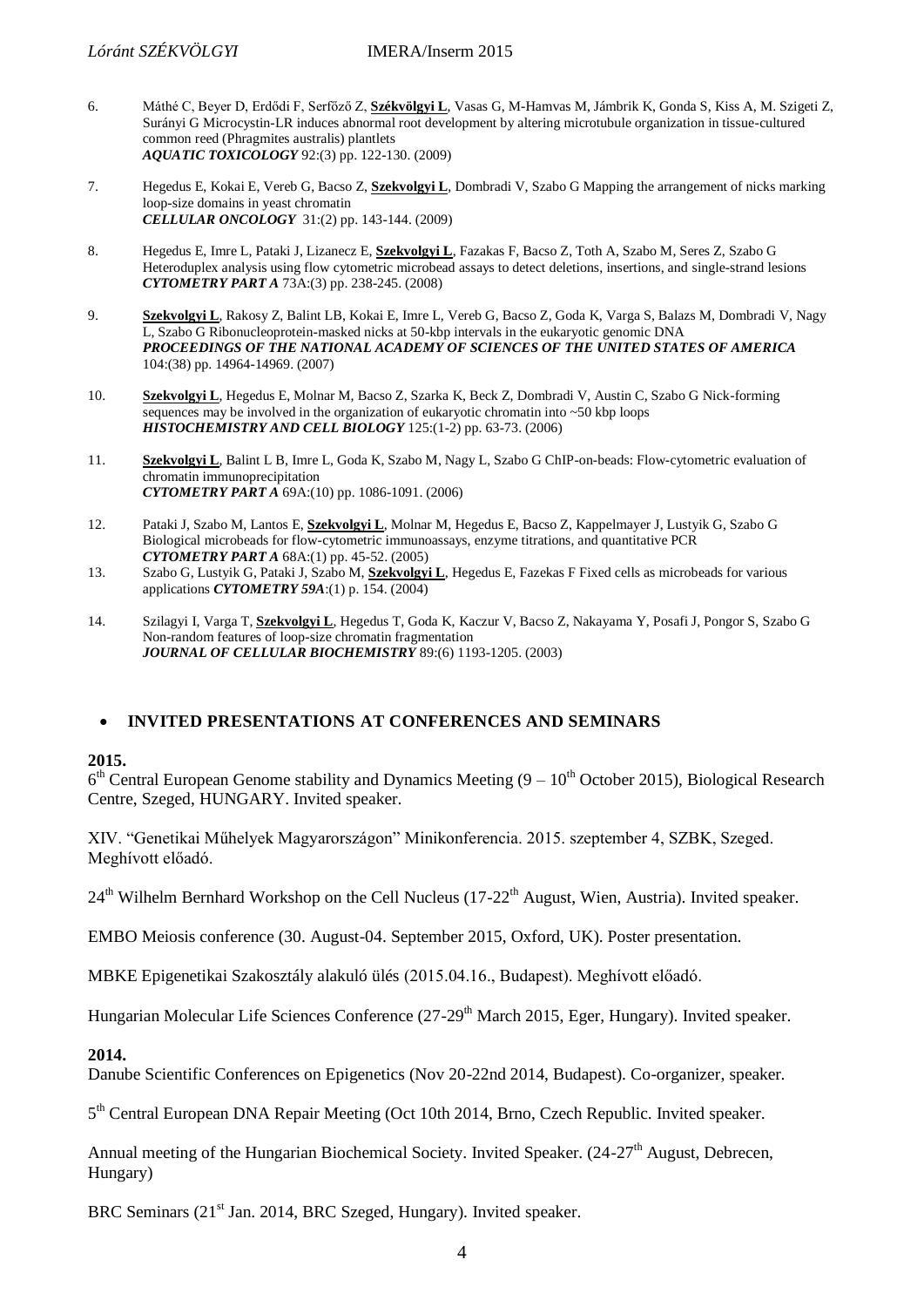6. Máthé C, Beyer D, Erdődi F, Serfőző Z, **Székvölgyi L**, Vasas G, M-Hamvas M, Jámbrik K, Gonda S, Kiss A, M. Szigeti Z, Surányi G Microcystin-LR induces abnormal root development by altering microtubule organization in tissue-cultured common reed (Phragmites australis) plantlets
   ***AQUATIC TOXICOLOGY*** 92:(3) pp. 122-130. (2009)

7. Hegedus E, Kokai E, Vereb G, Bacso Z, **Szekvolgyi L**, Dombradi V, Szabo G Mapping the arrangement of nicks marking loop-size domains in yeast chromatin
   ***CELLULAR ONCOLOGY*** 31:(2) pp. 143-144. (2009)

8. Hegedus E, Imre L, Pataki J, Lizanecz E, **Szekvolgyi L**, Fazakas F, Bacso Z, Toth A, Szabo M, Seres Z, Szabo G Heteroduplex analysis using flow cytometric microbead assays to detect deletions, insertions, and single-strand lesions
   ***CYTOMETRY PART A*** 73A:(3) pp. 238-245. (2008)

9. **Szekvolgyi L**, Rakosy Z, Balint LB, Kokai E, Imre L, Vereb G, Bacso Z, Goda K, Varga S, Balazs M, Dombradi V, Nagy L, Szabo G Ribonucleoprotein-masked nicks at 50-kbp intervals in the eukaryotic genomic DNA
   ***PROCEEDINGS OF THE NATIONAL ACADEMY OF SCIENCES OF THE UNITED STATES OF AMERICA*** 104:(38) pp. 14964-14969. (2007)

10. **Szekvolgyi L**, Hegedus E, Molnar M, Bacso Z, Szarka K, Beck Z, Dombradi V, Austin C, Szabo G Nick-forming sequences may be involved in the organization of eukaryotic chromatin into ~50 kbp loops
    ***HISTOCHEMISTRY AND CELL BIOLOGY*** 125:(1-2) pp. 63-73. (2006)

11. **Szekvolgyi L**, Balint L B, Imre L, Goda K, Szabo M, Nagy L, Szabo G ChIP-on-beads: Flow-cytometric evaluation of chromatin immunoprecipitation
    ***CYTOMETRY PART A*** 69A:(10) pp. 1086-1091. (2006)

12. Pataki J, Szabo M, Lantos E, **Szekvolgyi L**, Molnar M, Hegedus E, Bacso Z, Kappelmayer J, Lustyik G, Szabo G Biological microbeads for flow-cytometric immunoassays, enzyme titrations, and quantitative PCR
    ***CYTOMETRY PART A*** 68A:(1) pp. 45-52. (2005)

13. Szabo G, Lustyik G, Pataki J, Szabo M, **Szekvolgyi L**, Hegedus E, Fazekas F Fixed cells as microbeads for various applications ***CYTOMETRY 59A***:(1) p. 154. (2004)

14. Szilagyi I, Varga T, **Szekvolgyi L**, Hegedus T, Goda K, Kaczur V, Bacso Z, Nakayama Y, Posafi J, Pongor S, Szabo G Non-random features of loop-size chromatin fragmentation
    ***JOURNAL OF CELLULAR BIOCHEMISTRY*** 89:(6) 1193-1205. (2003)

- **INVITED PRESENTATIONS AT CONFERENCES AND SEMINARS**

**2015.**

6th Central European Genome stability and Dynamics Meeting (9 – 10th October 2015), Biological Research Centre, Szeged, HUNGARY. Invited speaker.

XIV. "Genetikai Műhelyek Magyarországon" Minikonferencia. 2015. szeptember 4, SZBK, Szeged. Meghívott előadó.

24th Wilhelm Bernhard Workshop on the Cell Nucleus (17-22th August, Wien, Austria). Invited speaker.

EMBO Meiosis conference (30. August-04. September 2015, Oxford, UK). Poster presentation.

MBKE Epigenetikai Szakosztály alakuló ülés (2015.04.16., Budapest). Meghívott előadó.

Hungarian Molecular Life Sciences Conference (27-29th March 2015, Eger, Hungary). Invited speaker.

**2014.**

Danube Scientific Conferences on Epigenetics (Nov 20-22nd 2014, Budapest). Co-organizer, speaker.

5th Central European DNA Repair Meeting (Oct 10th 2014, Brno, Czech Republic. Invited speaker.

Annual meeting of the Hungarian Biochemical Society. Invited Speaker. (24-27th August, Debrecen, Hungary)

BRC Seminars (21st Jan. 2014, BRC Szeged, Hungary). Invited speaker.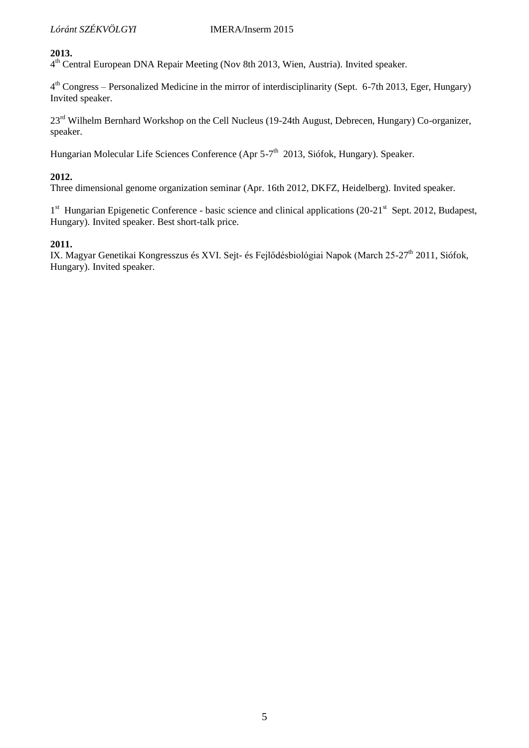**2013.**
4th Central European DNA Repair Meeting (Nov 8th 2013, Wien, Austria). Invited speaker.

4th Congress – Personalized Medicine in the mirror of interdisciplinarity (Sept. 6-7th 2013, Eger, Hungary) Invited speaker.

23rd Wilhelm Bernhard Workshop on the Cell Nucleus (19-24th August, Debrecen, Hungary) Co-organizer, speaker.

Hungarian Molecular Life Sciences Conference (Apr 5-7th 2013, Siófok, Hungary). Speaker.

**2012.**
Three dimensional genome organization seminar (Apr. 16th 2012, DKFZ, Heidelberg). Invited speaker.

1st Hungarian Epigenetic Conference - basic science and clinical applications (20-21st Sept. 2012, Budapest, Hungary). Invited speaker. Best short-talk price.

**2011.**
IX. Magyar Genetikai Kongresszus és XVI. Sejt- és Fejlődésbiológiai Napok (March 25-27th 2011, Siófok, Hungary). Invited speaker.